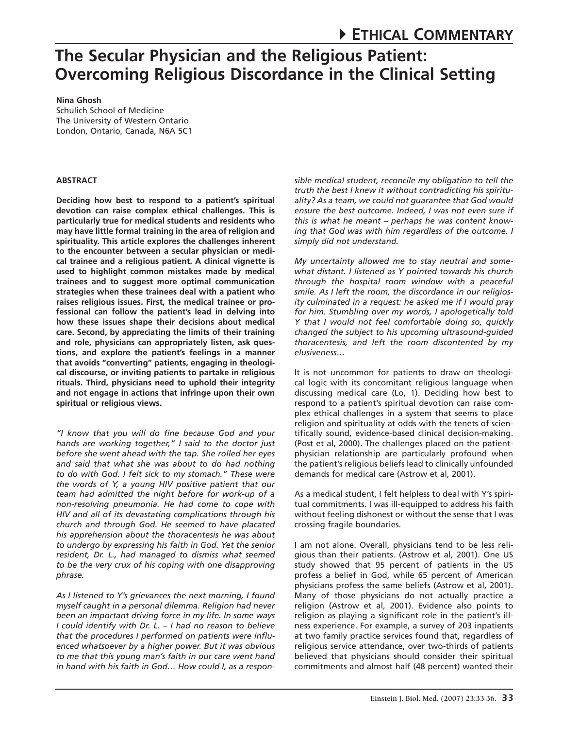# ETHICAL COMMENTARY

# The Secular Physician and the Religious Patient: Overcoming Religious Discordance in the Clinical Setting

**Nina Ghosh**
Schulich School of Medicine
The University of Western Ontario
London, Ontario, Canada, N6A 5C1

**ABSTRACT**

**Deciding how best to respond to a patient's spiritual devotion can raise complex ethical challenges. This is particularly true for medical students and residents who may have little formal training in the area of religion and spirituality. This article explores the challenges inherent to the encounter between a secular physician or medical trainee and a religious patient. A clinical vignette is used to highlight common mistakes made by medical trainees and to suggest more optimal communication strategies when these trainees deal with a patient who raises religious issues. First, the medical trainee or professional can follow the patient's lead in delving into how these issues shape their decisions about medical care. Second, by appreciating the limits of their training and role, physicians can appropriately listen, ask questions, and explore the patient's feelings in a manner that avoids "converting" patients, engaging in theological discourse, or inviting patients to partake in religious rituals. Third, physicians need to uphold their integrity and not engage in actions that infringe upon their own spiritual or religious views.**

*"I know that you will do fine because God and your hands are working together," I said to the doctor just before she went ahead with the tap. She rolled her eyes and said that what she was about to do had nothing to do with God. I felt sick to my stomach." These were the words of Y, a young HIV positive patient that our team had admitted the night before for work-up of a non-resolving pneumonia. He had come to cope with HIV and all of its devastating complications through his church and through God. He seemed to have placated his apprehension about the thoracentesis he was about to undergo by expressing his faith in God. Yet the senior resident, Dr. L., had managed to dismiss what seemed to be the very crux of his coping with one disapproving phrase.*

*As I listened to Y's grievances the next morning, I found myself caught in a personal dilemma. Religion had never been an important driving force in my life. In some ways I could identify with Dr. L. – I had no reason to believe that the procedures I performed on patients were influenced whatsoever by a higher power. But it was obvious to me that this young man's faith in our care went hand in hand with his faith in God… How could I, as a responsible medical student, reconcile my obligation to tell the truth the best I knew it without contradicting his spirituality? As a team, we could not guarantee that God would ensure the best outcome. Indeed, I was not even sure if this is what he meant – perhaps he was content knowing that God was with him regardless of the outcome. I simply did not understand.*

*My uncertainty allowed me to stay neutral and somewhat distant. I listened as Y pointed towards his church through the hospital room window with a peaceful smile. As I left the room, the discordance in our religiosity culminated in a request: he asked me if I would pray for him. Stumbling over my words, I apologetically told Y that I would not feel comfortable doing so, quickly changed the subject to his upcoming ultrasound-guided thoracentesis, and left the room discontented by my elusiveness…*

It is not uncommon for patients to draw on theological logic with its concomitant religious language when discussing medical care (Lo, 1). Deciding how best to respond to a patient's spiritual devotion can raise complex ethical challenges in a system that seems to place religion and spirituality at odds with the tenets of scientifically sound, evidence-based clinical decision-making. (Post et al, 2000). The challenges placed on the patient-physician relationship are particularly profound when the patient's religious beliefs lead to clinically unfounded demands for medical care (Astrow et al, 2001).

As a medical student, I felt helpless to deal with Y's spiritual commitments. I was ill-equipped to address his faith without feeling dishonest or without the sense that I was crossing fragile boundaries.

I am not alone. Overall, physicians tend to be less religious than their patients. (Astrow et al, 2001). One US study showed that 95 percent of patients in the US profess a belief in God, while 65 percent of American physicians profess the same beliefs (Astrow et al, 2001). Many of those physicians do not actually practice a religion (Astrow et al, 2001). Evidence also points to religion as playing a significant role in the patient's illness experience. For example, a survey of 203 inpatients at two family practice services found that, regardless of religious service attendance, over two-thirds of patients believed that physicians should consider their spiritual commitments and almost half (48 percent) wanted their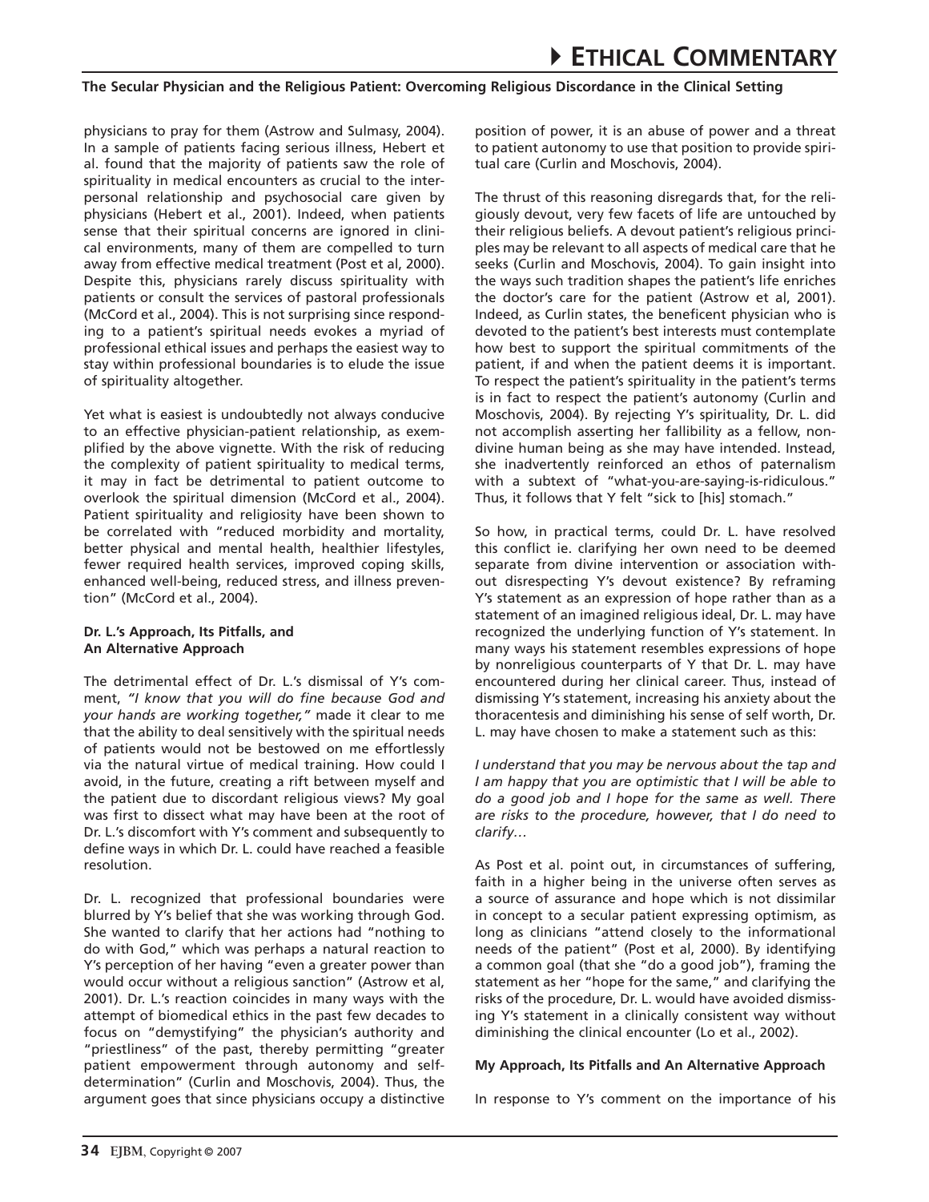physicians to pray for them (Astrow and Sulmasy, 2004). In a sample of patients facing serious illness, Hebert et al. found that the majority of patients saw the role of spirituality in medical encounters as crucial to the interpersonal relationship and psychosocial care given by physicians (Hebert et al., 2001). Indeed, when patients sense that their spiritual concerns are ignored in clinical environments, many of them are compelled to turn away from effective medical treatment (Post et al, 2000). Despite this, physicians rarely discuss spirituality with patients or consult the services of pastoral professionals (McCord et al., 2004). This is not surprising since responding to a patient's spiritual needs evokes a myriad of professional ethical issues and perhaps the easiest way to stay within professional boundaries is to elude the issue of spirituality altogether.

Yet what is easiest is undoubtedly not always conducive to an effective physician-patient relationship, as exemplified by the above vignette. With the risk of reducing the complexity of patient spirituality to medical terms, it may in fact be detrimental to patient outcome to overlook the spiritual dimension (McCord et al., 2004). Patient spirituality and religiosity have been shown to be correlated with "reduced morbidity and mortality, better physical and mental health, healthier lifestyles, fewer required health services, improved coping skills, enhanced well-being, reduced stress, and illness prevention" (McCord et al., 2004).

**Dr. L.'s Approach, Its Pitfalls, and An Alternative Approach**

The detrimental effect of Dr. L.'s dismissal of Y's comment, *"I know that you will do fine because God and your hands are working together,"* made it clear to me that the ability to deal sensitively with the spiritual needs of patients would not be bestowed on me effortlessly via the natural virtue of medical training. How could I avoid, in the future, creating a rift between myself and the patient due to discordant religious views? My goal was first to dissect what may have been at the root of Dr. L.'s discomfort with Y's comment and subsequently to define ways in which Dr. L. could have reached a feasible resolution.

Dr. L. recognized that professional boundaries were blurred by Y's belief that she was working through God. She wanted to clarify that her actions had "nothing to do with God," which was perhaps a natural reaction to Y's perception of her having "even a greater power than would occur without a religious sanction" (Astrow et al, 2001). Dr. L.'s reaction coincides in many ways with the attempt of biomedical ethics in the past few decades to focus on "demystifying" the physician's authority and "priestliness" of the past, thereby permitting "greater patient empowerment through autonomy and self-determination" (Curlin and Moschovis, 2004). Thus, the argument goes that since physicians occupy a distinctive position of power, it is an abuse of power and a threat to patient autonomy to use that position to provide spiritual care (Curlin and Moschovis, 2004).

The thrust of this reasoning disregards that, for the religiously devout, very few facets of life are untouched by their religious beliefs. A devout patient's religious principles may be relevant to all aspects of medical care that he seeks (Curlin and Moschovis, 2004). To gain insight into the ways such tradition shapes the patient's life enriches the doctor's care for the patient (Astrow et al, 2001). Indeed, as Curlin states, the beneficent physician who is devoted to the patient's best interests must contemplate how best to support the spiritual commitments of the patient, if and when the patient deems it is important. To respect the patient's spirituality in the patient's terms is in fact to respect the patient's autonomy (Curlin and Moschovis, 2004). By rejecting Y's spirituality, Dr. L. did not accomplish asserting her fallibility as a fellow, non-divine human being as she may have intended. Instead, she inadvertently reinforced an ethos of paternalism with a subtext of "what-you-are-saying-is-ridiculous." Thus, it follows that Y felt "sick to [his] stomach."

So how, in practical terms, could Dr. L. have resolved this conflict ie. clarifying her own need to be deemed separate from divine intervention or association without disrespecting Y's devout existence? By reframing Y's statement as an expression of hope rather than as a statement of an imagined religious ideal, Dr. L. may have recognized the underlying function of Y's statement. In many ways his statement resembles expressions of hope by nonreligious counterparts of Y that Dr. L. may have encountered during her clinical career. Thus, instead of dismissing Y's statement, increasing his anxiety about the thoracentesis and diminishing his sense of self worth, Dr. L. may have chosen to make a statement such as this:

*I understand that you may be nervous about the tap and I am happy that you are optimistic that I will be able to do a good job and I hope for the same as well. There are risks to the procedure, however, that I do need to clarify…*

As Post et al. point out, in circumstances of suffering, faith in a higher being in the universe often serves as a source of assurance and hope which is not dissimilar in concept to a secular patient expressing optimism, as long as clinicians "attend closely to the informational needs of the patient" (Post et al, 2000). By identifying a common goal (that she "do a good job"), framing the statement as her "hope for the same," and clarifying the risks of the procedure, Dr. L. would have avoided dismissing Y's statement in a clinically consistent way without diminishing the clinical encounter (Lo et al., 2002).

**My Approach, Its Pitfalls and An Alternative Approach**

In response to Y's comment on the importance of his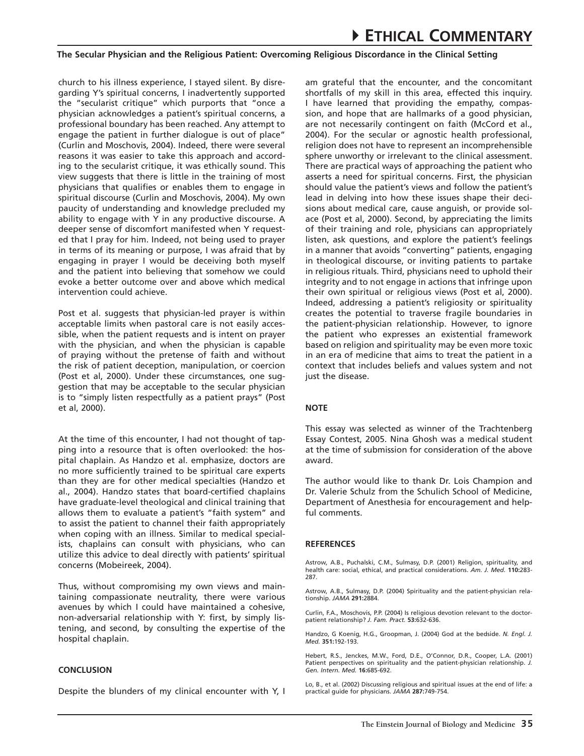church to his illness experience, I stayed silent. By disregarding Y's spiritual concerns, I inadvertently supported the "secularist critique" which purports that "once a physician acknowledges a patient's spiritual concerns, a professional boundary has been reached. Any attempt to engage the patient in further dialogue is out of place" (Curlin and Moschovis, 2004). Indeed, there were several reasons it was easier to take this approach and according to the secularist critique, it was ethically sound. This view suggests that there is little in the training of most physicians that qualifies or enables them to engage in spiritual discourse (Curlin and Moschovis, 2004). My own paucity of understanding and knowledge precluded my ability to engage with Y in any productive discourse. A deeper sense of discomfort manifested when Y requested that I pray for him. Indeed, not being used to prayer in terms of its meaning or purpose, I was afraid that by engaging in prayer I would be deceiving both myself and the patient into believing that somehow we could evoke a better outcome over and above which medical intervention could achieve.

Post et al. suggests that physician-led prayer is within acceptable limits when pastoral care is not easily accessible, when the patient requests and is intent on prayer with the physician, and when the physician is capable of praying without the pretense of faith and without the risk of patient deception, manipulation, or coercion (Post et al, 2000). Under these circumstances, one suggestion that may be acceptable to the secular physician is to "simply listen respectfully as a patient prays" (Post et al, 2000).

At the time of this encounter, I had not thought of tapping into a resource that is often overlooked: the hospital chaplain. As Handzo et al. emphasize, doctors are no more sufficiently trained to be spiritual care experts than they are for other medical specialties (Handzo et al., 2004). Handzo states that board-certified chaplains have graduate-level theological and clinical training that allows them to evaluate a patient's "faith system" and to assist the patient to channel their faith appropriately when coping with an illness. Similar to medical specialists, chaplains can consult with physicians, who can utilize this advice to deal directly with patients' spiritual concerns (Mobeireek, 2004).

Thus, without compromising my own views and maintaining compassionate neutrality, there were various avenues by which I could have maintained a cohesive, non-adversarial relationship with Y: first, by simply listening, and second, by consulting the expertise of the hospital chaplain.

## CONCLUSION

Despite the blunders of my clinical encounter with Y, I am grateful that the encounter, and the concomitant shortfalls of my skill in this area, effected this inquiry. I have learned that providing the empathy, compassion, and hope that are hallmarks of a good physician, are not necessarily contingent on faith (McCord et al., 2004). For the secular or agnostic health professional, religion does not have to represent an incomprehensible sphere unworthy or irrelevant to the clinical assessment. There are practical ways of approaching the patient who asserts a need for spiritual concerns. First, the physician should value the patient's views and follow the patient's lead in delving into how these issues shape their decisions about medical care, cause anguish, or provide solace (Post et al, 2000). Second, by appreciating the limits of their training and role, physicians can appropriately listen, ask questions, and explore the patient's feelings in a manner that avoids "converting" patients, engaging in theological discourse, or inviting patients to partake in religious rituals. Third, physicians need to uphold their integrity and to not engage in actions that infringe upon their own spiritual or religious views (Post et al, 2000). Indeed, addressing a patient's religiosity or spirituality creates the potential to traverse fragile boundaries in the patient-physician relationship. However, to ignore the patient who expresses an existential framework based on religion and spirituality may be even more toxic in an era of medicine that aims to treat the patient in a context that includes beliefs and values system and not just the disease.

## NOTE

This essay was selected as winner of the Trachtenberg Essay Contest, 2005. Nina Ghosh was a medical student at the time of submission for consideration of the above award.

The author would like to thank Dr. Lois Champion and Dr. Valerie Schulz from the Schulich School of Medicine, Department of Anesthesia for encouragement and helpful comments.

## REFERENCES

Astrow, A.B., Puchalski, C.M., Sulmasy, D.P. (2001) Religion, spirituality, and health care: social, ethical, and practical considerations. *Am. J. Med.* **110:**283-287.

Astrow, A.B., Sulmasy, D.P. (2004) Spirituality and the patient-physician relationship. *JAMA* **291:**2884.

Curlin, F.A., Moschovis, P.P. (2004) Is religious devotion relevant to the doctor-patient relationship? *J. Fam. Pract.* **53:**632-636.

Handzo, G Koenig, H.G., Groopman, J. (2004) God at the bedside. *N. Engl. J. Med.* **351:**192-193.

Hebert, R.S., Jenckes, M.W., Ford, D.E., O'Connor, D.R., Cooper, L.A. (2001) Patient perspectives on spirituality and the patient-physician relationship. *J. Gen. Intern. Med.* **16:**685-692.

Lo, B., et al. (2002) Discussing religious and spiritual issues at the end of life: a practical guide for physicians. *JAMA* **287:**749-754.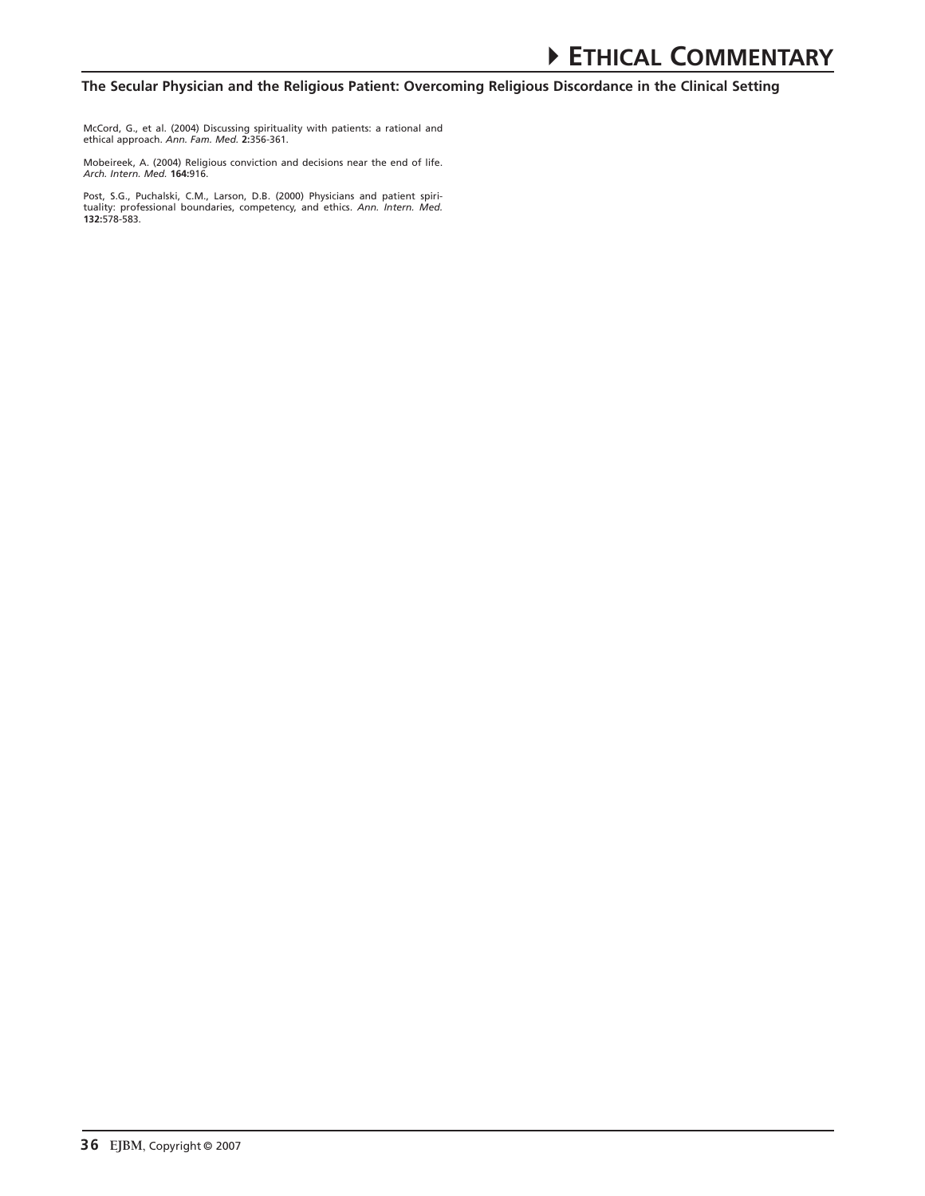McCord, G., et al. (2004) Discussing spirituality with patients: a rational and ethical approach. *Ann. Fam. Med.* **2:**356-361.

Mobeireek, A. (2004) Religious conviction and decisions near the end of life. *Arch. Intern. Med.* **164:**916.

Post, S.G., Puchalski, C.M., Larson, D.B. (2000) Physicians and patient spirituality: professional boundaries, competency, and ethics. *Ann. Intern. Med.* **132:**578-583.